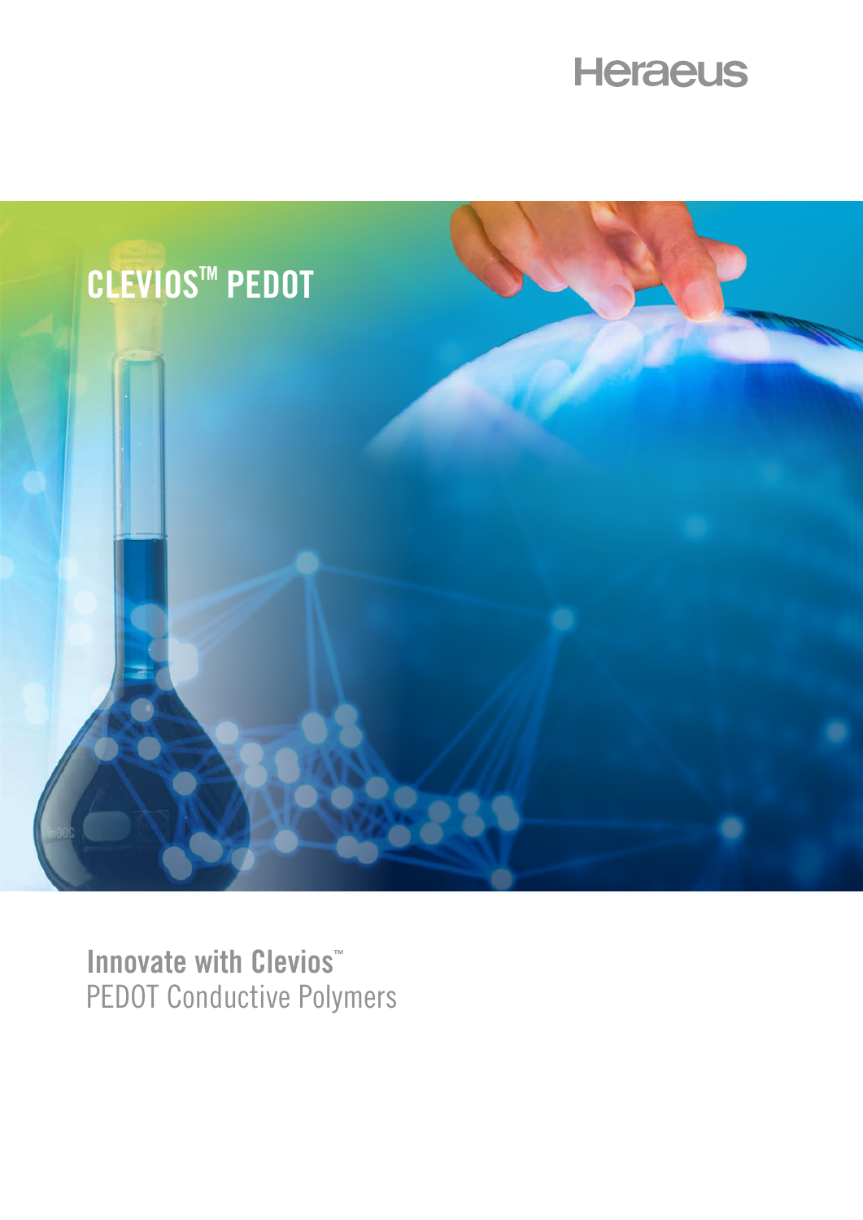Heraeus

# CLEVIOS™ PEDOT

## Innovate with Clevios™

PEDOT Conductive Polymers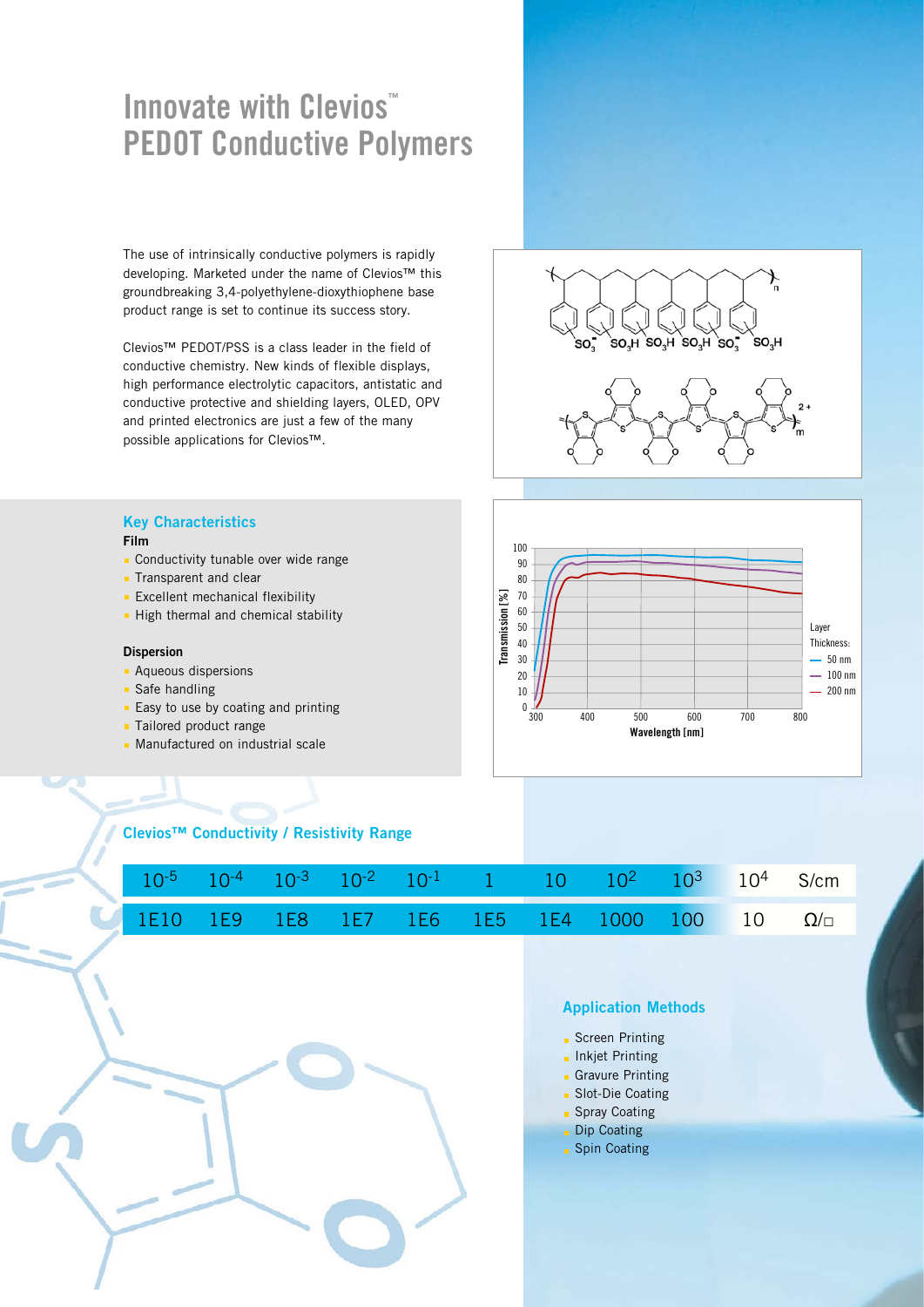# Innovate with Clevios™ PEDOT Conductive Polymers

The use of intrinsically conductive polymers is rapidly developing. Marketed under the name of Clevios™ this groundbreaking 3,4-polyethylene-dioxythiophene base product range is set to continue its success story.

Clevios™ PEDOT/PSS is a class leader in the field of conductive chemistry. New kinds of flexible displays, high performance electrolytic capacitors, antistatic and conductive protective and shielding layers, OLED, OPV and printed electronics are just a few of the many possible applications for Clevios™.

## Key Characteristics

**Film**

- Conductivity tunable over wide range
- Transparent and clear
- Excellent mechanical flexibility
- High thermal and chemical stability

**Dispersion**

- Aqueous dispersions
- Safe handling
- Easy to use by coating and printing
- Tailored product range
- Manufactured on industrial scale

## Clevios™ Conductivity / Resistivity Range

| $10^{-5}$ | $10^{-4}$ | $10^{-3}$ | $10^{-2}$ | $10^{-1}$ | 1 | 10 | $10^{2}$ | $10^{3}$ | $10^{4}$ | S/cm |
|---|---|---|---|---|---|---|---|---|---|---|
| 1E10 | 1E9 | 1E8 | 1E7 | 1E6 | 1E5 | 1E4 | 1000 | 100 | 10 | Ω/□ |

## Application Methods

- Screen Printing
- Inkjet Printing
- Gravure Printing
- Slot-Die Coating
- Spray Coating
- Dip Coating
- Spin Coating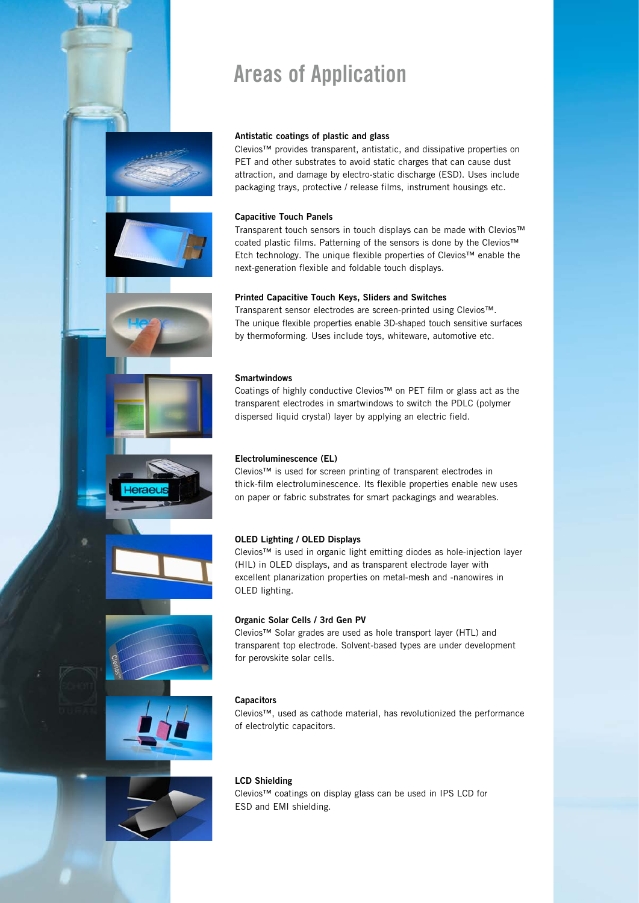# Areas of Application

### Antistatic coatings of plastic and glass

Clevios™ provides transparent, antistatic, and dissipative properties on PET and other substrates to avoid static charges that can cause dust attraction, and damage by electro-static discharge (ESD). Uses include packaging trays, protective / release films, instrument housings etc.

### Capacitive Touch Panels

Transparent touch sensors in touch displays can be made with Clevios™ coated plastic films. Patterning of the sensors is done by the Clevios™ Etch technology. The unique flexible properties of Clevios™ enable the next-generation flexible and foldable touch displays.

### Printed Capacitive Touch Keys, Sliders and Switches

Transparent sensor electrodes are screen-printed using Clevios™. The unique flexible properties enable 3D-shaped touch sensitive surfaces by thermoforming. Uses include toys, whiteware, automotive etc.

### Smartwindows

Coatings of highly conductive Clevios™ on PET film or glass act as the transparent electrodes in smartwindows to switch the PDLC (polymer dispersed liquid crystal) layer by applying an electric field.

### Electroluminescence (EL)

Clevios™ is used for screen printing of transparent electrodes in thick-film electroluminescence. Its flexible properties enable new uses on paper or fabric substrates for smart packagings and wearables.

### OLED Lighting / OLED Displays

Clevios™ is used in organic light emitting diodes as hole-injection layer (HIL) in OLED displays, and as transparent electrode layer with excellent planarization properties on metal-mesh and -nanowires in OLED lighting.

### Organic Solar Cells / 3rd Gen PV

Clevios™ Solar grades are used as hole transport layer (HTL) and transparent top electrode. Solvent-based types are under development for perovskite solar cells.

### Capacitors

Clevios™, used as cathode material, has revolutionized the performance of electrolytic capacitors.

### LCD Shielding

Clevios™ coatings on display glass can be used in IPS LCD for ESD and EMI shielding.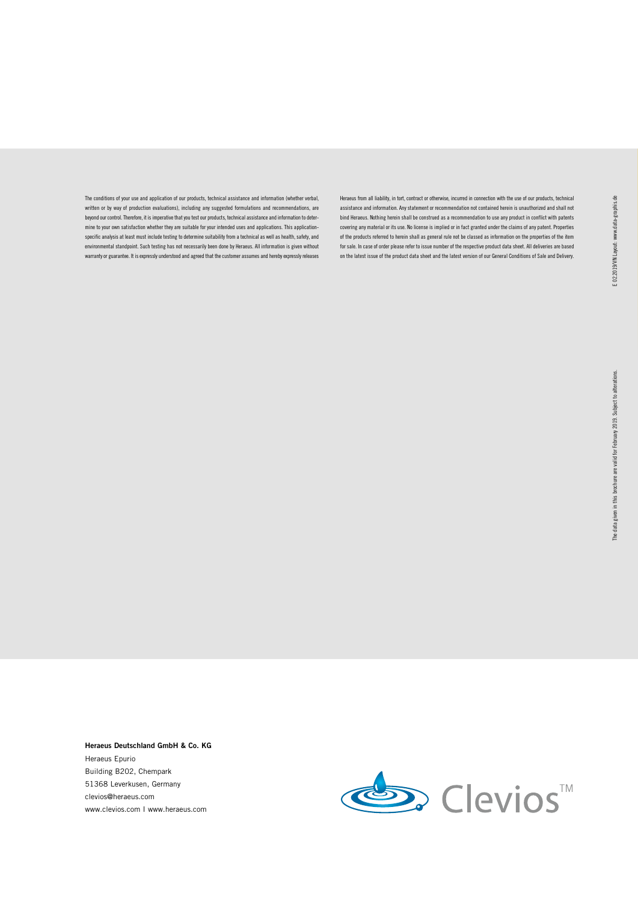The conditions of your use and application of our products, technical assistance and information (whether verbal, written or by way of production evaluations), including any suggested formulations and recommendations, are beyond our control. Therefore, it is imperative that you test our products, technical assistance and information to determine to your own satisfaction whether they are suitable for your intended uses and applications. This application-specific analysis at least must include testing to determine suitability from a technical as well as health, safety, and environmental standpoint. Such testing has not necessarily been done by Heraeus. All information is given without warranty or guarantee. It is expressly understood and agreed that the customer assumes and hereby expressly releases Heraeus from all liability, in tort, contract or otherwise, incurred in connection with the use of our products, technical assistance and information. Any statement or recommendation not contained herein is unauthorized and shall not bind Heraeus. Nothing herein shall be construed as a recommendation to use any product in conflict with patents covering any material or its use. No license is implied or in fact granted under the claims of any patent. Properties of the products referred to herein shall as general rule not be classed as information on the properties of the item for sale. In case of order please refer to issue number of the respective product data sheet. All deliveries are based on the latest issue of the product data sheet and the latest version of our General Conditions of Sale and Delivery.

The data given in this brochure are valid for February 2019. Subject to alterations.

E 02.2019/VW Layout: www.data-graphis.de

**Heraeus Deutschland GmbH & Co. KG**
Heraeus Epurio
Building B202, Chempark
51368 Leverkusen, Germany
clevios@heraeus.com
www.clevios.com | www.heraeus.com

Clevios™